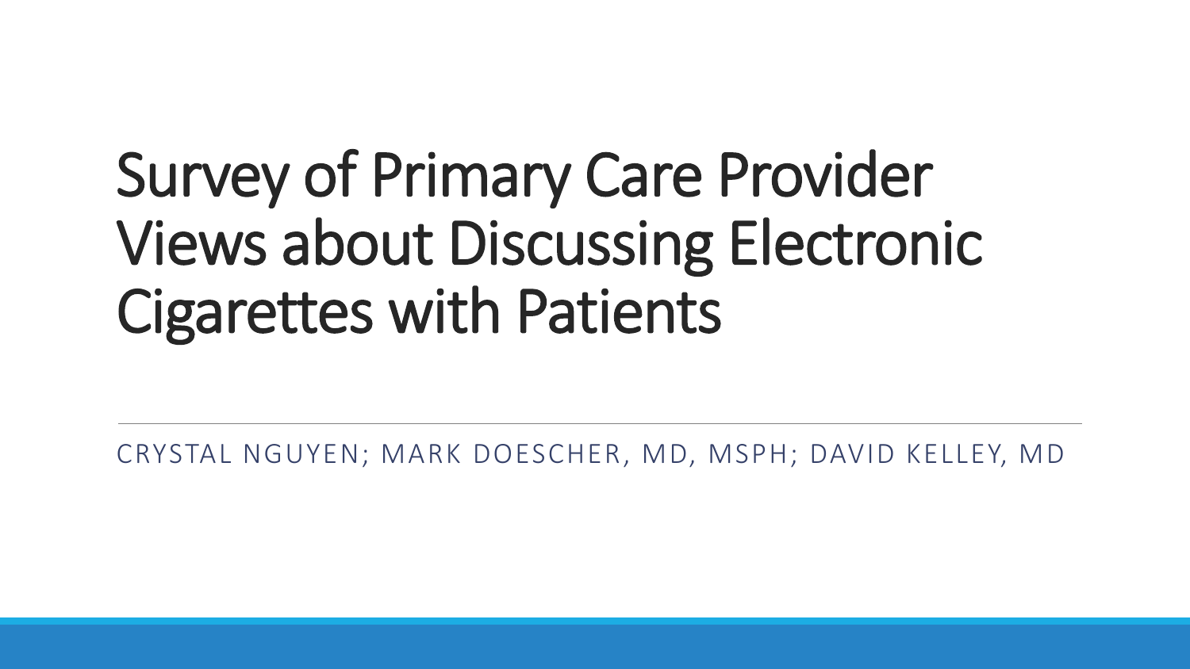# Survey of Primary Care Provider Views about Discussing Electronic Cigarettes with Patients

CRYSTAL NGUYEN; MARK DOESCHER, MD, MSPH; DAVID KELLEY, MD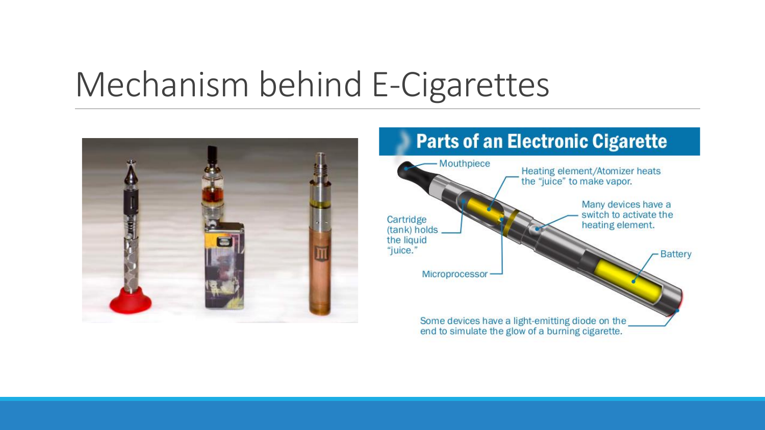# Mechanism behind E-Cigarettes

## Parts of an Electronic Cigarette

- Mouthpiece
- Heating element/Atomizer heats the "juice" to make vapor.
- Many devices have a switch to activate the heating element.
- Cartridge (tank) holds the liquid "juice."
- Battery
- Microprocessor
- Some devices have a light-emitting diode on the end to simulate the glow of a burning cigarette.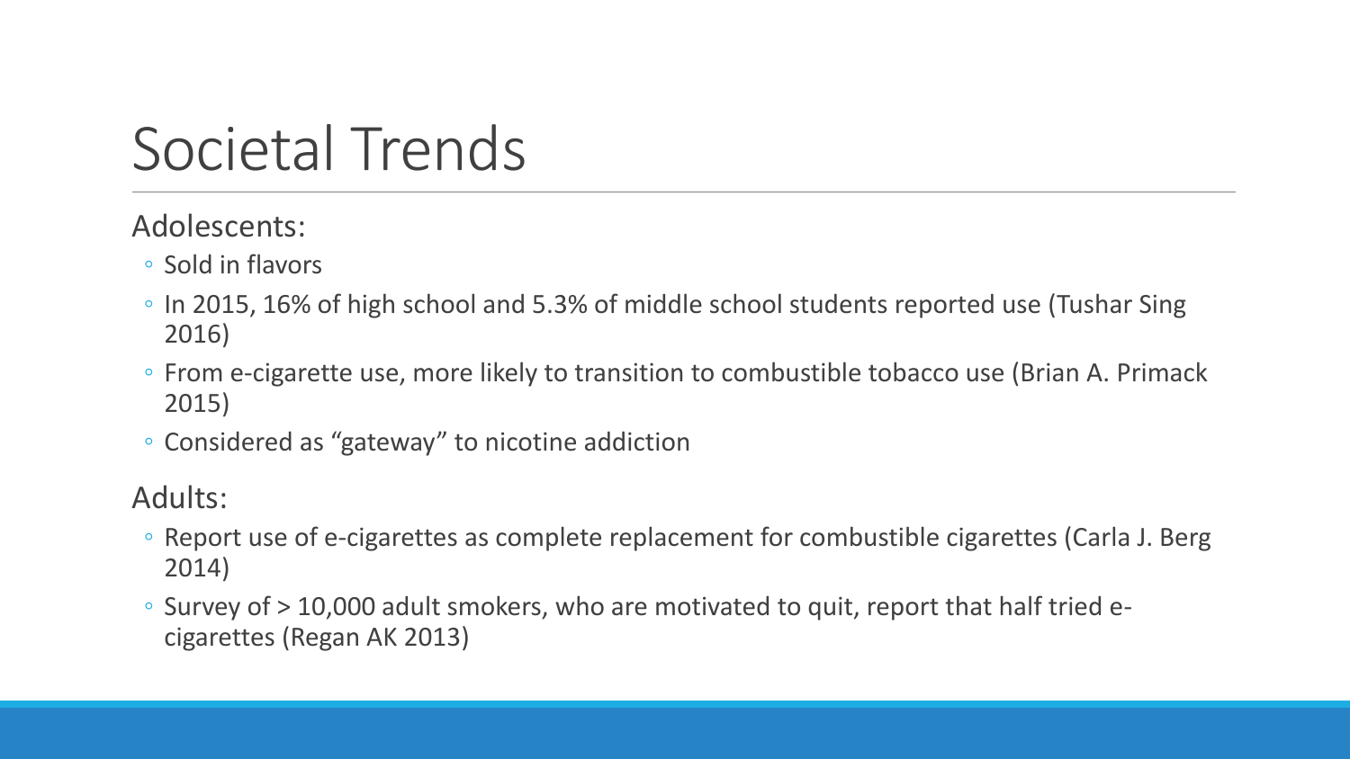# Societal Trends

Adolescents:

- Sold in flavors
- In 2015, 16% of high school and 5.3% of middle school students reported use (Tushar Sing 2016)
- From e-cigarette use, more likely to transition to combustible tobacco use (Brian A. Primack 2015)
- Considered as "gateway" to nicotine addiction

Adults:

- Report use of e-cigarettes as complete replacement for combustible cigarettes (Carla J. Berg 2014)
- Survey of > 10,000 adult smokers, who are motivated to quit, report that half tried e-cigarettes (Regan AK 2013)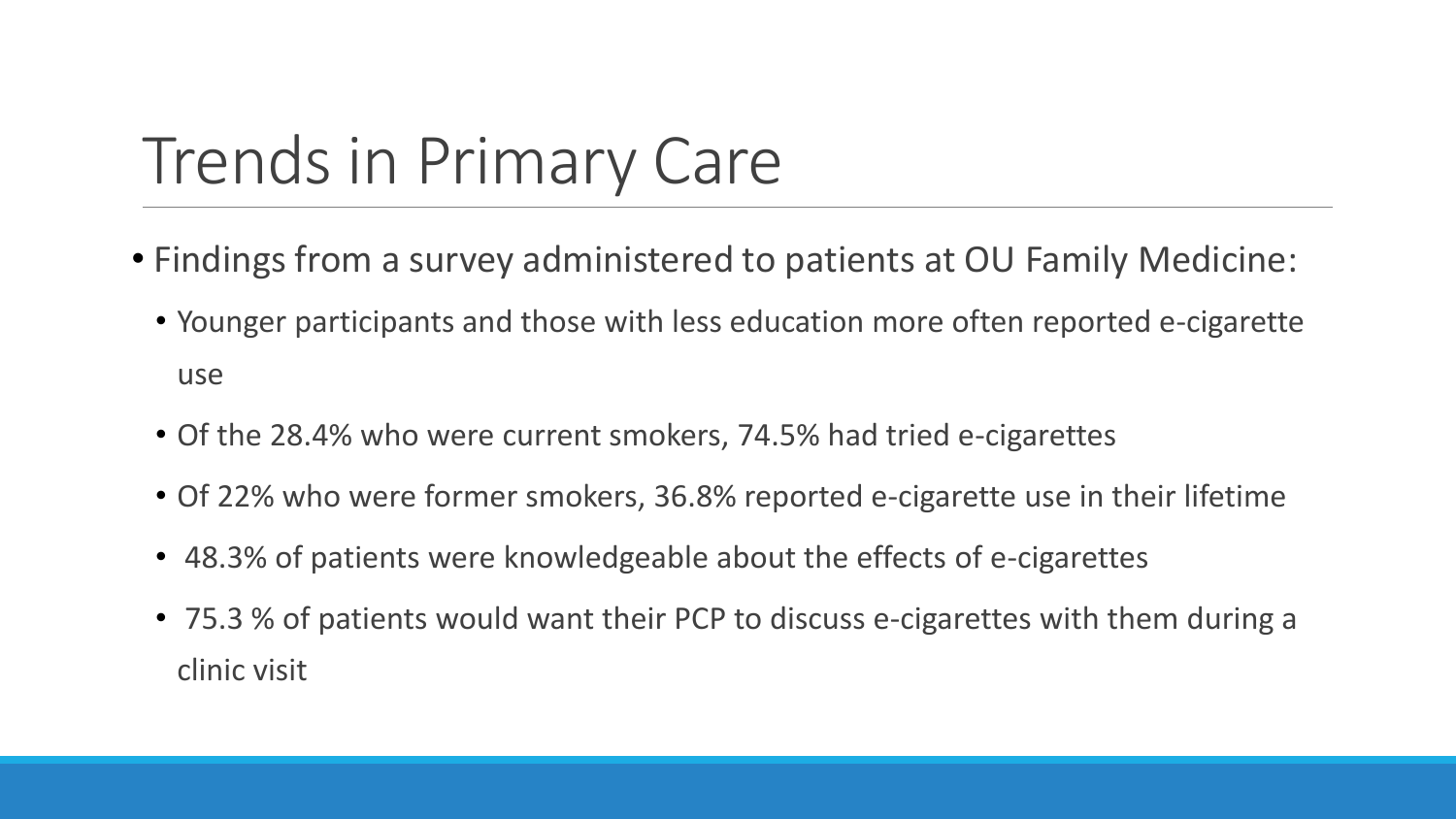# Trends in Primary Care

- Findings from a survey administered to patients at OU Family Medicine:
  - Younger participants and those with less education more often reported e-cigarette use
  - Of the 28.4% who were current smokers, 74.5% had tried e-cigarettes
  - Of 22% who were former smokers, 36.8% reported e-cigarette use in their lifetime
  - 48.3% of patients were knowledgeable about the effects of e-cigarettes
  - 75.3 % of patients would want their PCP to discuss e-cigarettes with them during a clinic visit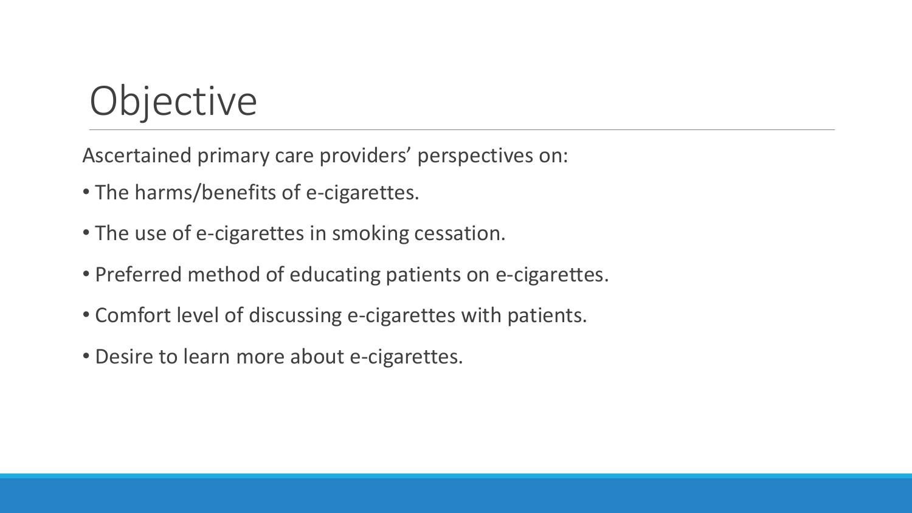# Objective

Ascertained primary care providers' perspectives on:

- The harms/benefits of e-cigarettes.
- The use of e-cigarettes in smoking cessation.
- Preferred method of educating patients on e-cigarettes.
- Comfort level of discussing e-cigarettes with patients.
- Desire to learn more about e-cigarettes.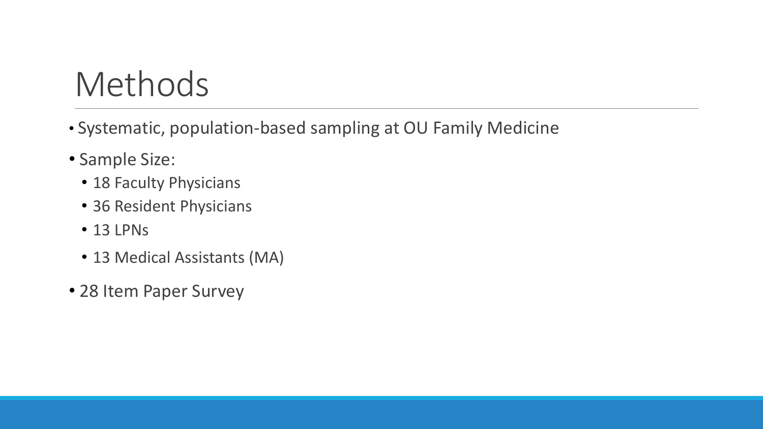# Methods

- Systematic, population-based sampling at OU Family Medicine
- Sample Size:
  - 18 Faculty Physicians
  - 36 Resident Physicians
  - 13 LPNs
  - 13 Medical Assistants (MA)
- 28 Item Paper Survey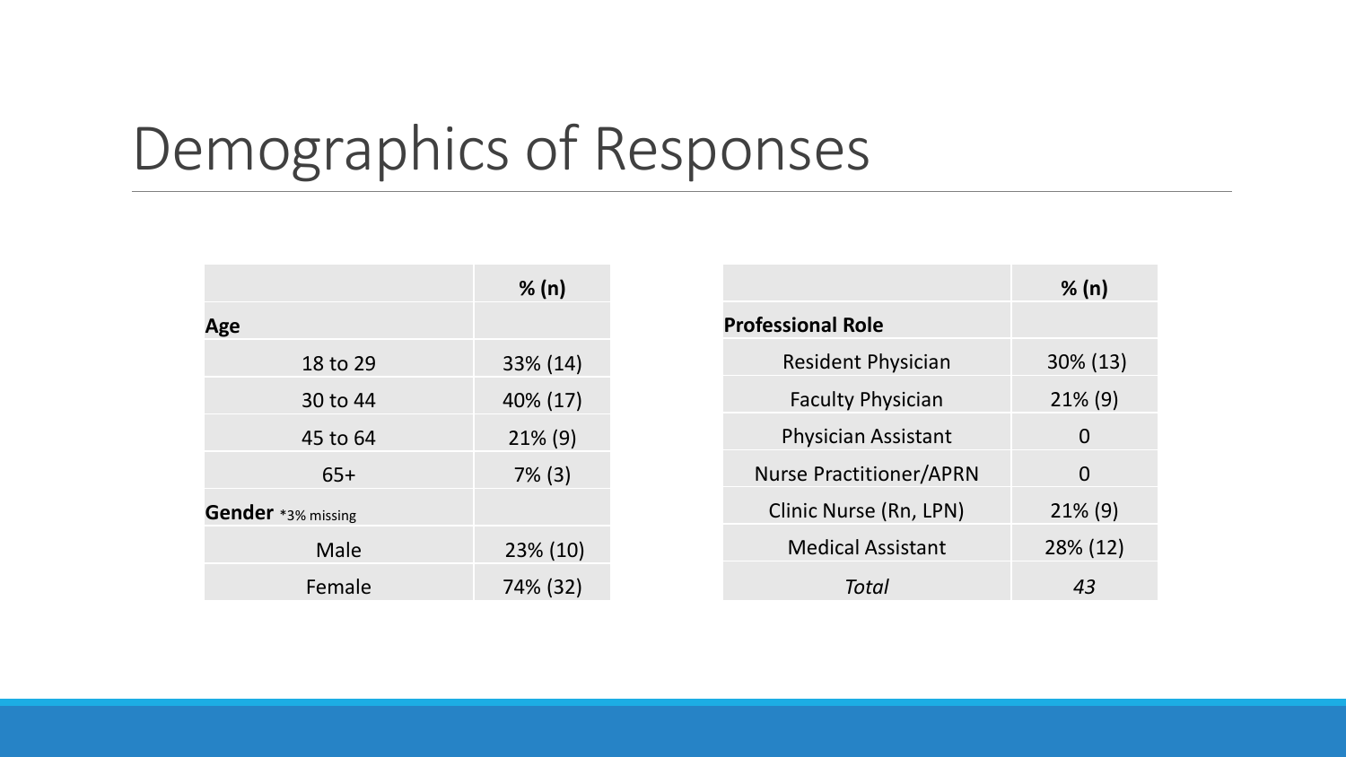# Demographics of Responses

| | % (n) |
|---|---|
| **Age** | |
| 18 to 29 | 33% (14) |
| 30 to 44 | 40% (17) |
| 45 to 64 | 21% (9) |
| 65+ | 7% (3) |
| **Gender** *3% missing | |
| Male | 23% (10) |
| Female | 74% (32) |

| | % (n) |
|---|---|
| **Professional Role** | |
| Resident Physician | 30% (13) |
| Faculty Physician | 21% (9) |
| Physician Assistant | 0 |
| Nurse Practitioner/APRN | 0 |
| Clinic Nurse (Rn, LPN) | 21% (9) |
| Medical Assistant | 28% (12) |
| *Total* | *43* |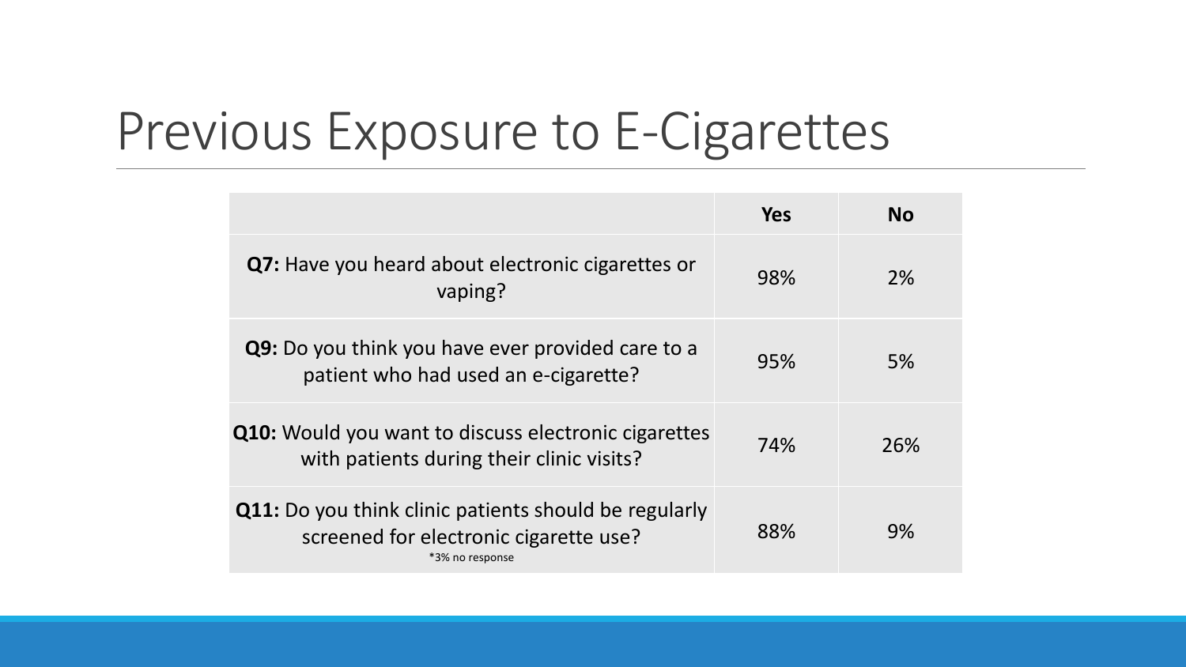# Previous Exposure to E-Cigarettes

| | Yes | No |
|---|---|---|
| **Q7:** Have you heard about electronic cigarettes or vaping? | 98% | 2% |
| **Q9:** Do you think you have ever provided care to a patient who had used an e-cigarette? | 95% | 5% |
| **Q10:** Would you want to discuss electronic cigarettes with patients during their clinic visits? | 74% | 26% |
| **Q11:** Do you think clinic patients should be regularly screened for electronic cigarette use? *3% no response | 88% | 9% |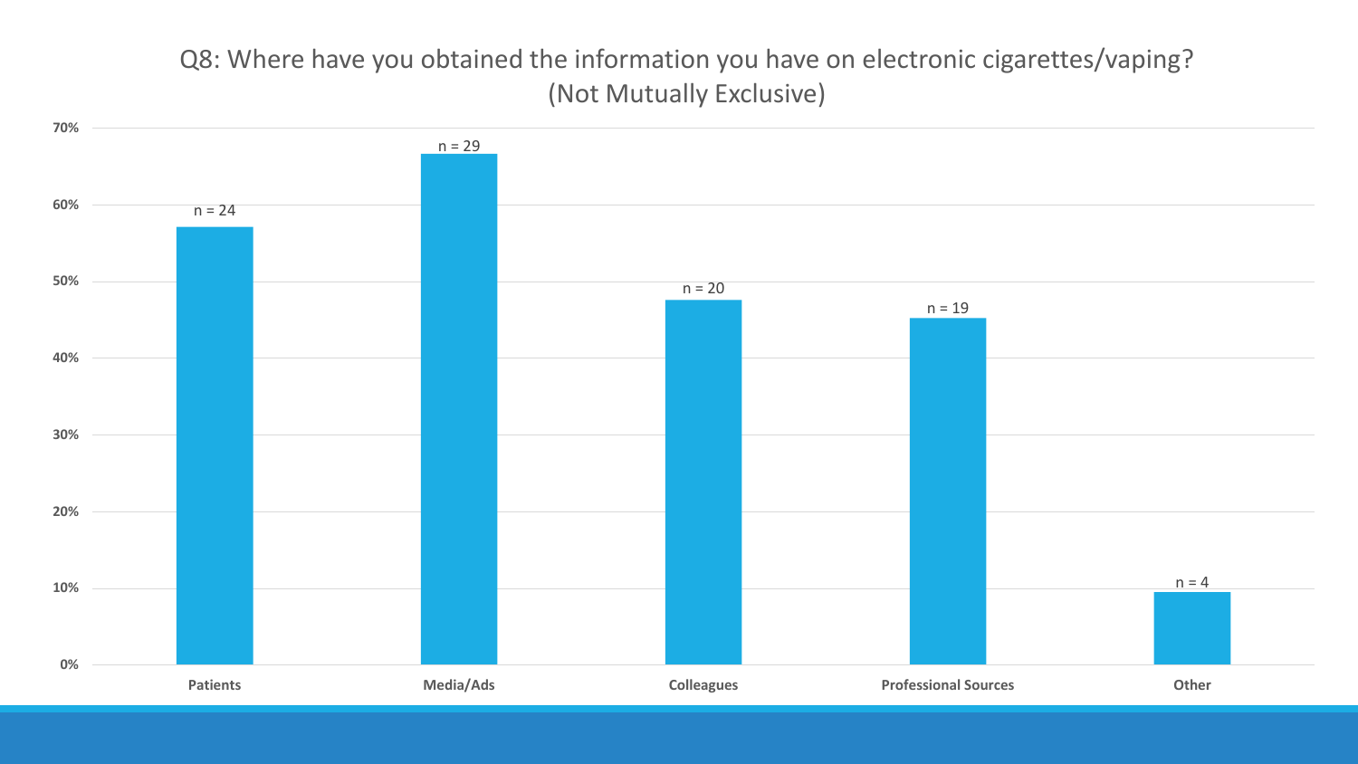# Q8: Where have you obtained the information you have on electronic cigarettes/vaping? (Not Mutually Exclusive)

| Source | n |
|---|---|
| Patients | n = 24 |
| Media/Ads | n = 29 |
| Colleagues | n = 20 |
| Professional Sources | n = 19 |
| Other | n = 4 |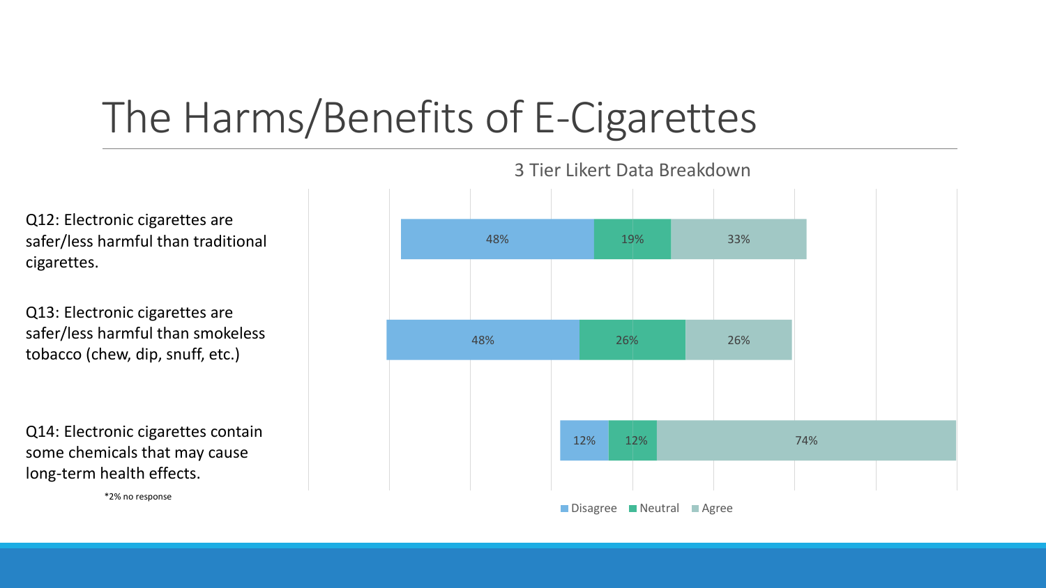# The Harms/Benefits of E-Cigarettes

3 Tier Likert Data Breakdown

| Question | Disagree | Neutral | Agree |
|---|---|---|---|
| Q12: Electronic cigarettes are safer/less harmful than traditional cigarettes. | 48% | 19% | 33% |
| Q13: Electronic cigarettes are safer/less harmful than smokeless tobacco (chew, dip, snuff, etc.) | 48% | 26% | 26% |
| Q14: Electronic cigarettes contain some chemicals that may cause long-term health effects. | 12% | 12% | 74% |

*2% no response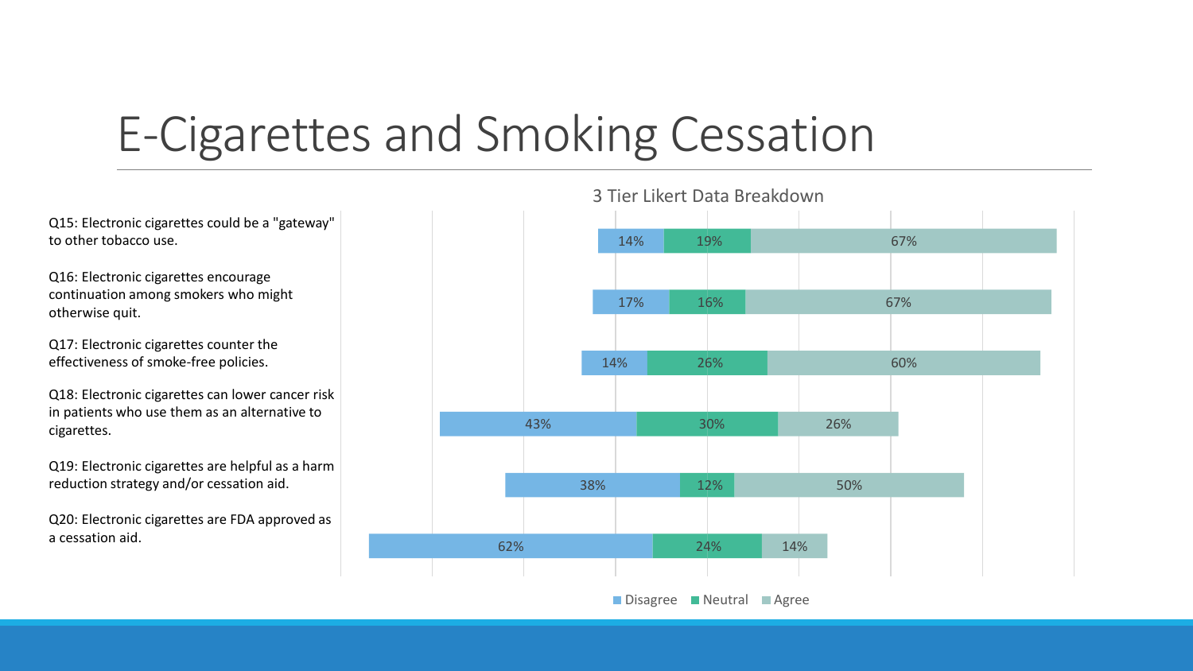# E-Cigarettes and Smoking Cessation

3 Tier Likert Data Breakdown

| Question | Disagree | Neutral | Agree |
| --- | --- | --- | --- |
| Q15: Electronic cigarettes could be a "gateway" to other tobacco use. | 14% | 19% | 67% |
| Q16: Electronic cigarettes encourage continuation among smokers who might otherwise quit. | 17% | 16% | 67% |
| Q17: Electronic cigarettes counter the effectiveness of smoke-free policies. | 14% | 26% | 60% |
| Q18: Electronic cigarettes can lower cancer risk in patients who use them as an alternative to cigarettes. | 43% | 30% | 26% |
| Q19: Electronic cigarettes are helpful as a harm reduction strategy and/or cessation aid. | 38% | 12% | 50% |
| Q20: Electronic cigarettes are FDA approved as a cessation aid. | 62% | 24% | 14% |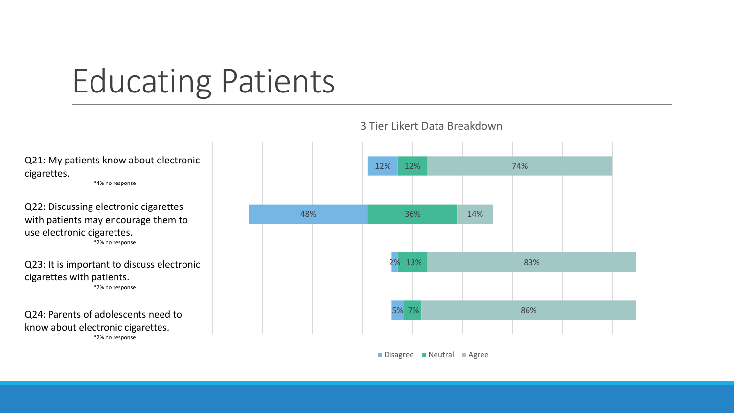# Educating Patients

3 Tier Likert Data Breakdown

| Question | Disagree | Neutral | Agree |
|---|---|---|---|
| Q21: My patients know about electronic cigarettes. *4% no response | 12% | 12% | 74% |
| Q22: Discussing electronic cigarettes with patients may encourage them to use electronic cigarettes. *2% no response | 48% | 36% | 14% |
| Q23: It is important to discuss electronic cigarettes with patients. *2% no response | 2% | 13% | 83% |
| Q24: Parents of adolescents need to know about electronic cigarettes. *2% no response | 5% | 7% | 86% |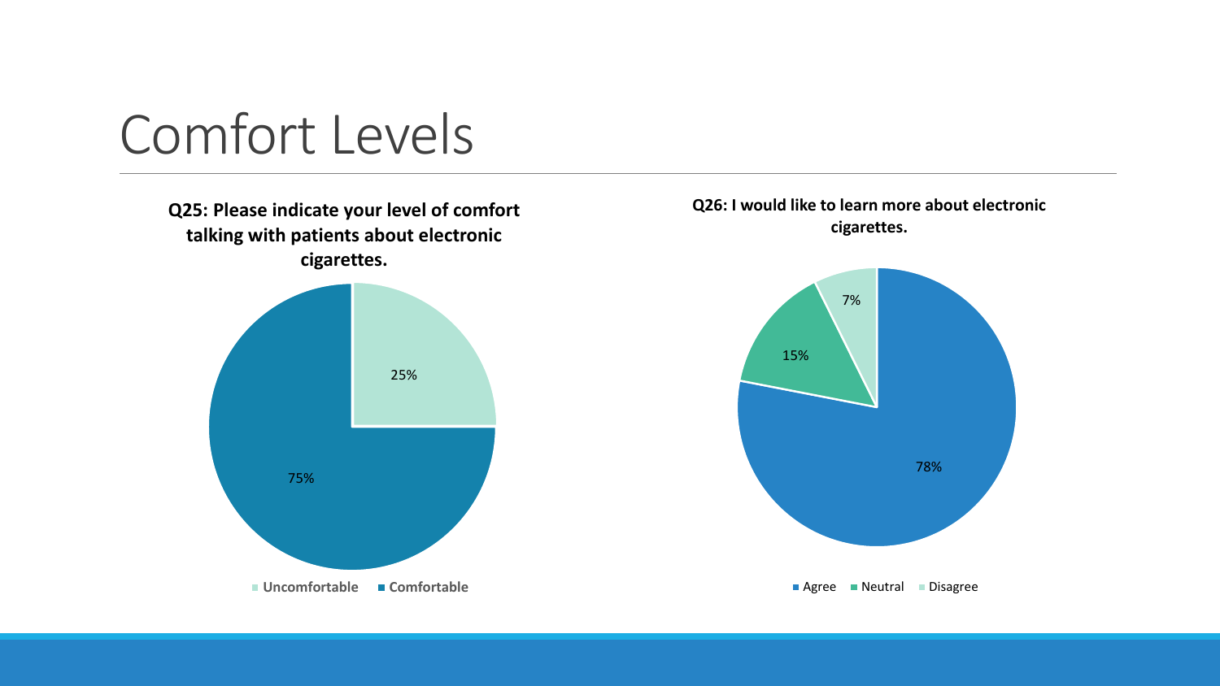# Comfort Levels

**Q25: Please indicate your level of comfort talking with patients about electronic cigarettes.**

| Response | Percentage |
| --- | --- |
| Uncomfortable | 25% |
| Comfortable | 75% |

**Q26: I would like to learn more about electronic cigarettes.**

| Response | Percentage |
| --- | --- |
| Agree | 78% |
| Neutral | 15% |
| Disagree | 7% |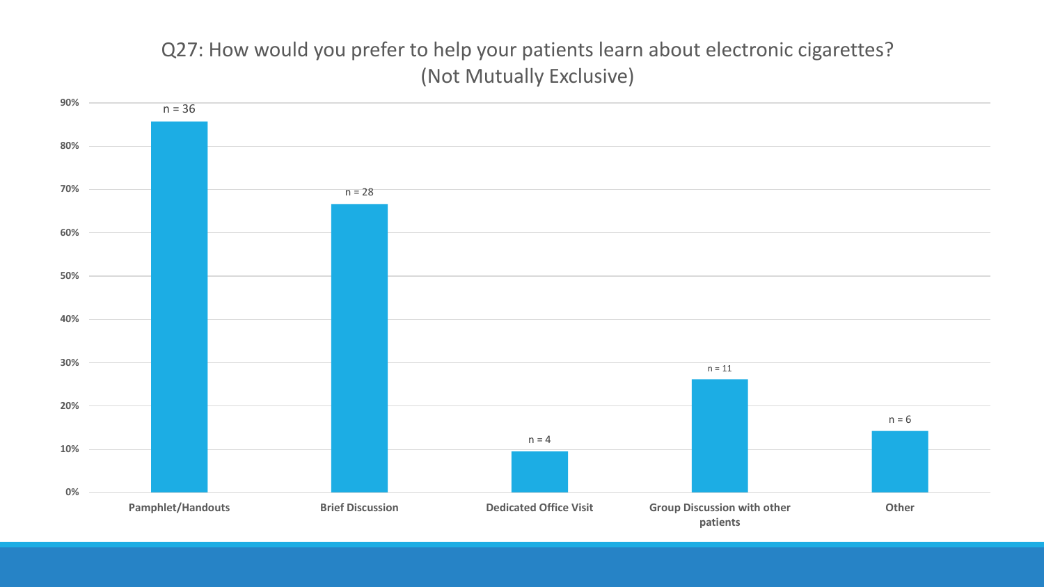## Q27: How would you prefer to help your patients learn about electronic cigarettes? (Not Mutually Exclusive)

| Response | n |
|---|---|
| Pamphlet/Handouts | n = 36 |
| Brief Discussion | n = 28 |
| Dedicated Office Visit | n = 4 |
| Group Discussion with other patients | n = 11 |
| Other | n = 6 |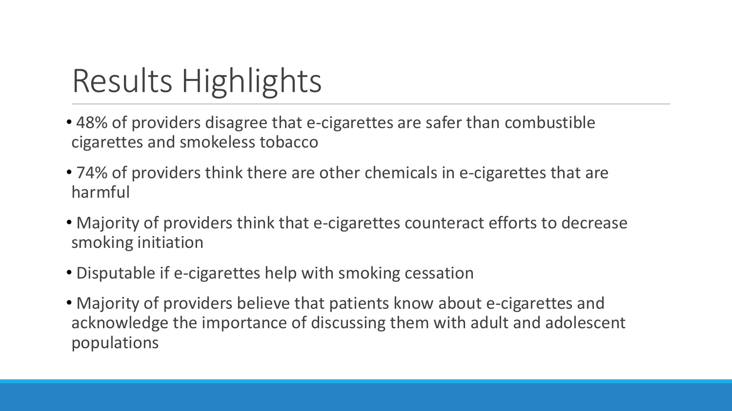# Results Highlights

- 48% of providers disagree that e-cigarettes are safer than combustible cigarettes and smokeless tobacco
- 74% of providers think there are other chemicals in e-cigarettes that are harmful
- Majority of providers think that e-cigarettes counteract efforts to decrease smoking initiation
- Disputable if e-cigarettes help with smoking cessation
- Majority of providers believe that patients know about e-cigarettes and acknowledge the importance of discussing them with adult and adolescent populations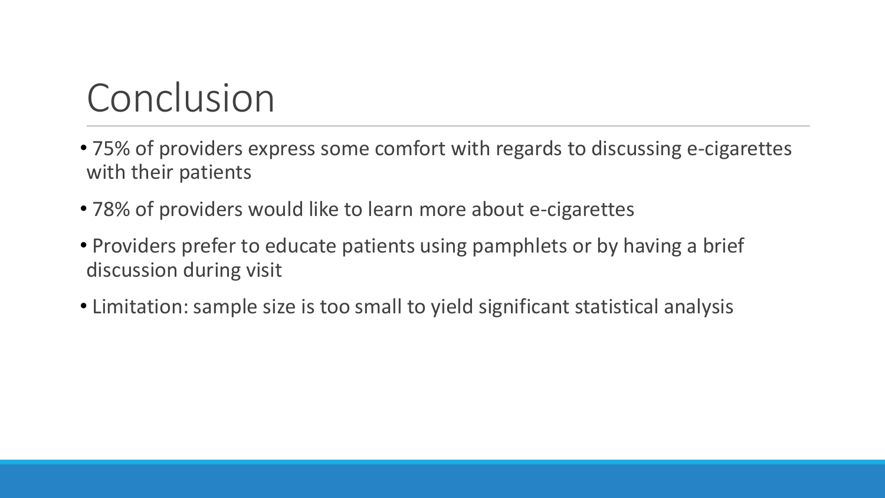# Conclusion

- 75% of providers express some comfort with regards to discussing e-cigarettes with their patients
- 78% of providers would like to learn more about e-cigarettes
- Providers prefer to educate patients using pamphlets or by having a brief discussion during visit
- Limitation: sample size is too small to yield significant statistical analysis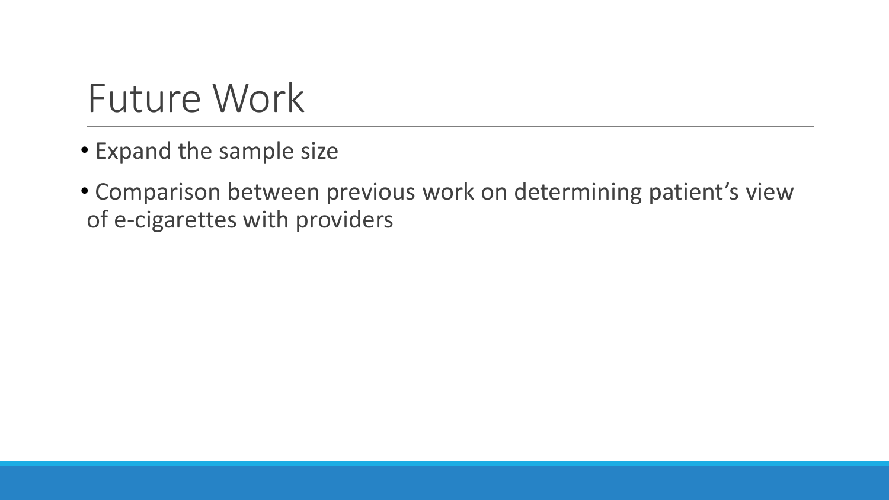# Future Work

- Expand the sample size
- Comparison between previous work on determining patient's view of e-cigarettes with providers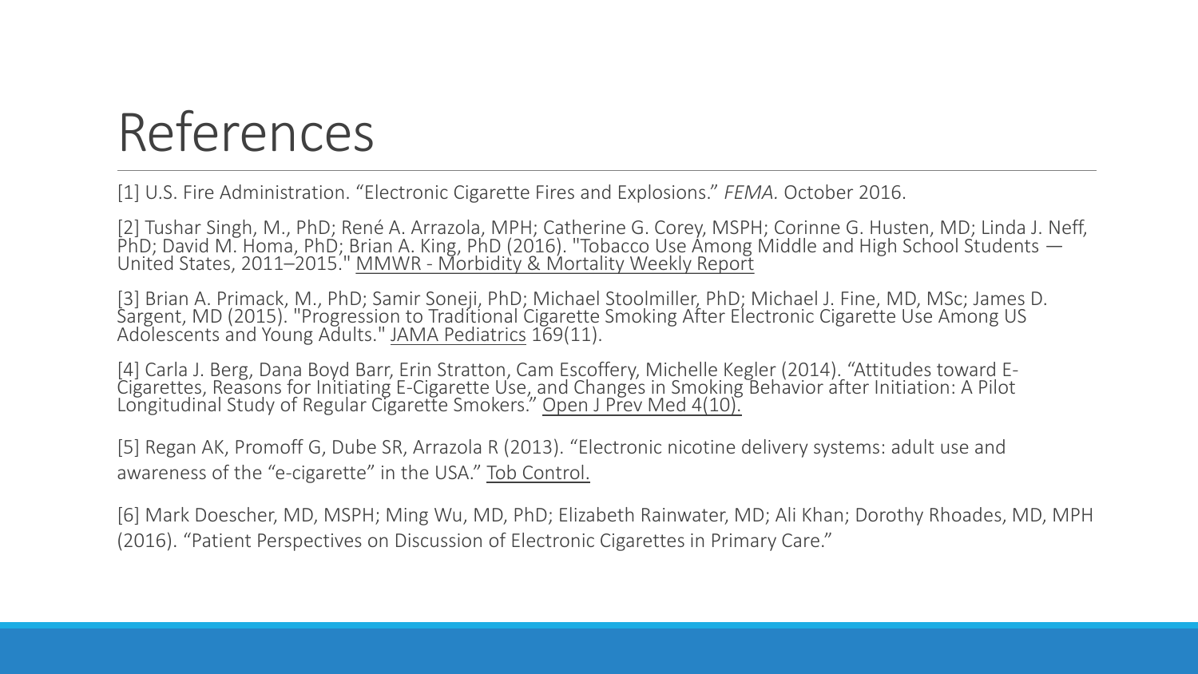# References

[1] U.S. Fire Administration. “Electronic Cigarette Fires and Explosions.” *FEMA.* October 2016.

[2] Tushar Singh, M., PhD; René A. Arrazola, MPH; Catherine G. Corey, MSPH; Corinne G. Husten, MD; Linda J. Neff, PhD; David M. Homa, PhD; Brian A. King, PhD (2016). "Tobacco Use Among Middle and High School Students — United States, 2011–2015." MMWR - Morbidity & Mortality Weekly Report

[3] Brian A. Primack, M., PhD; Samir Soneji, PhD; Michael Stoolmiller, PhD; Michael J. Fine, MD, MSc; James D. Sargent, MD (2015). "Progression to Traditional Cigarette Smoking After Electronic Cigarette Use Among US Adolescents and Young Adults." JAMA Pediatrics 169(11).

[4] Carla J. Berg, Dana Boyd Barr, Erin Stratton, Cam Escoffery, Michelle Kegler (2014). “Attitudes toward E-Cigarettes, Reasons for Initiating E-Cigarette Use, and Changes in Smoking Behavior after Initiation: A Pilot Longitudinal Study of Regular Cigarette Smokers.” Open J Prev Med 4(10).

[5] Regan AK, Promoff G, Dube SR, Arrazola R (2013). “Electronic nicotine delivery systems: adult use and awareness of the “e-cigarette” in the USA.” Tob Control.

[6] Mark Doescher, MD, MSPH; Ming Wu, MD, PhD; Elizabeth Rainwater, MD; Ali Khan; Dorothy Rhoades, MD, MPH (2016). “Patient Perspectives on Discussion of Electronic Cigarettes in Primary Care.”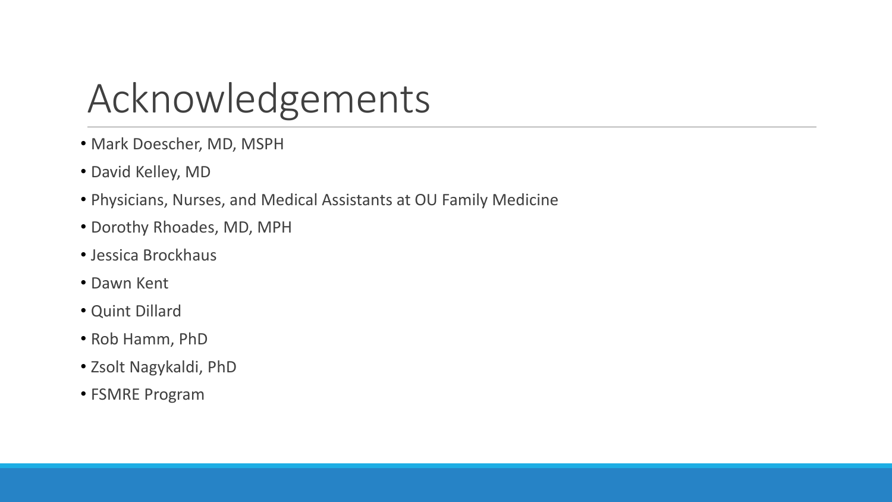# Acknowledgements

- Mark Doescher, MD, MSPH
- David Kelley, MD
- Physicians, Nurses, and Medical Assistants at OU Family Medicine
- Dorothy Rhoades, MD, MPH
- Jessica Brockhaus
- Dawn Kent
- Quint Dillard
- Rob Hamm, PhD
- Zsolt Nagykaldi, PhD
- FSMRE Program